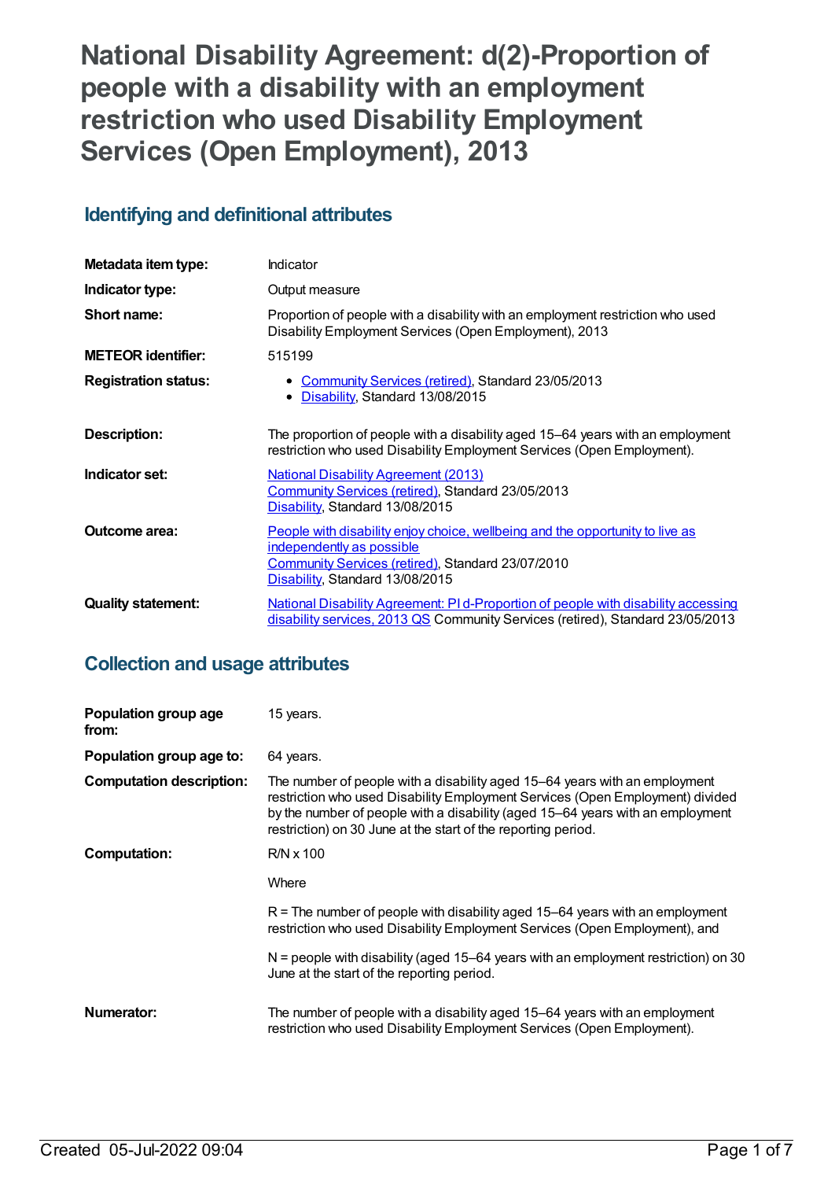# National Disability Agreement: d(2)-Proportion of people with a disability with an employment restriction who used Disability Employment Services (Open Employment), 2013

## Identifying and definitional attributes

| | |
|---|---|
| **Metadata item type:** | Indicator |
| **Indicator type:** | Output measure |
| **Short name:** | Proportion of people with a disability with an employment restriction who used Disability Employment Services (Open Employment), 2013 |
| **METEOR identifier:** | 515199 |
| **Registration status:** | • Community Services (retired), Standard 23/05/2013<br>• Disability, Standard 13/08/2015 |
| **Description:** | The proportion of people with a disability aged 15–64 years with an employment restriction who used Disability Employment Services (Open Employment). |
| **Indicator set:** | National Disability Agreement (2013)<br>Community Services (retired), Standard 23/05/2013<br>Disability, Standard 13/08/2015 |
| **Outcome area:** | People with disability enjoy choice, wellbeing and the opportunity to live as independently as possible<br>Community Services (retired), Standard 23/07/2010<br>Disability, Standard 13/08/2015 |
| **Quality statement:** | National Disability Agreement: PI d-Proportion of people with disability accessing disability services, 2013 QS Community Services (retired), Standard 23/05/2013 |

## Collection and usage attributes

| | |
|---|---|
| **Population group age from:** | 15 years. |
| **Population group age to:** | 64 years. |
| **Computation description:** | The number of people with a disability aged 15–64 years with an employment restriction who used Disability Employment Services (Open Employment) divided by the number of people with a disability (aged 15–64 years with an employment restriction) on 30 June at the start of the reporting period. |
| **Computation:** | R/N x 100<br><br>Where<br><br>R = The number of people with disability aged 15–64 years with an employment restriction who used Disability Employment Services (Open Employment), and<br><br>N = people with disability (aged 15–64 years with an employment restriction) on 30 June at the start of the reporting period. |
| **Numerator:** | The number of people with a disability aged 15–64 years with an employment restriction who used Disability Employment Services (Open Employment). |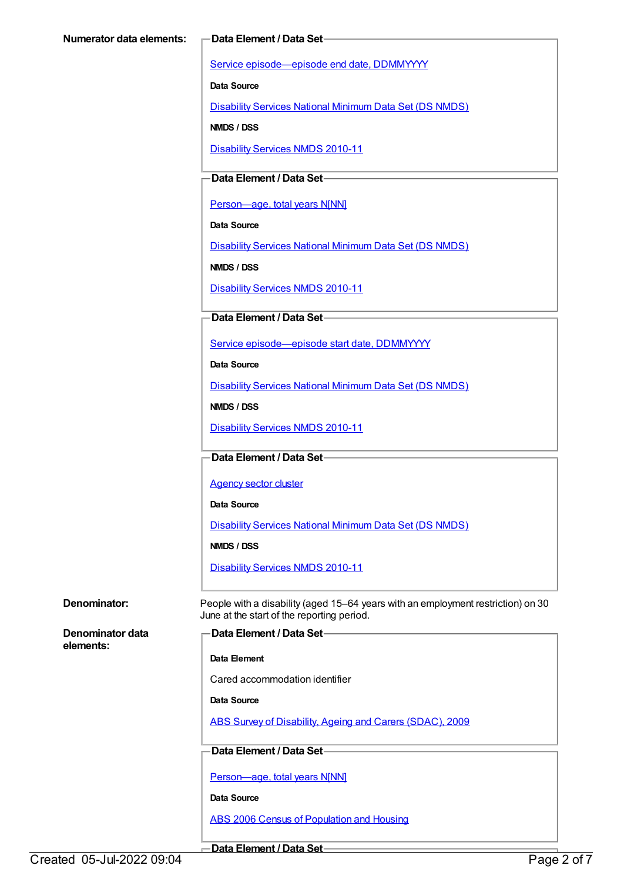**Numerator data elements:**

**Data Element / Data Set**

Service episode—episode end date, DDMMYYYY

**Data Source**

Disability Services National Minimum Data Set (DS NMDS)

**NMDS / DSS**

Disability Services NMDS 2010-11

**Data Element / Data Set**

Person—age, total years N[NN]

**Data Source**

Disability Services National Minimum Data Set (DS NMDS)

**NMDS / DSS**

Disability Services NMDS 2010-11

**Data Element / Data Set**

Service episode—episode start date, DDMMYYYY

**Data Source**

Disability Services National Minimum Data Set (DS NMDS)

**NMDS / DSS**

Disability Services NMDS 2010-11

**Data Element / Data Set**

Agency sector cluster

**Data Source**

Disability Services National Minimum Data Set (DS NMDS)

**NMDS / DSS**

Disability Services NMDS 2010-11

**Denominator:**

People with a disability (aged 15–64 years with an employment restriction) on 30 June at the start of the reporting period.

**Denominator data elements:**

**Data Element / Data Set**

**Data Element**

Cared accommodation identifier

**Data Source**

ABS Survey of Disability, Ageing and Carers (SDAC), 2009

**Data Element / Data Set**

Person—age, total years N[NN]

**Data Source**

ABS 2006 Census of Population and Housing

**Data Element / Data Set**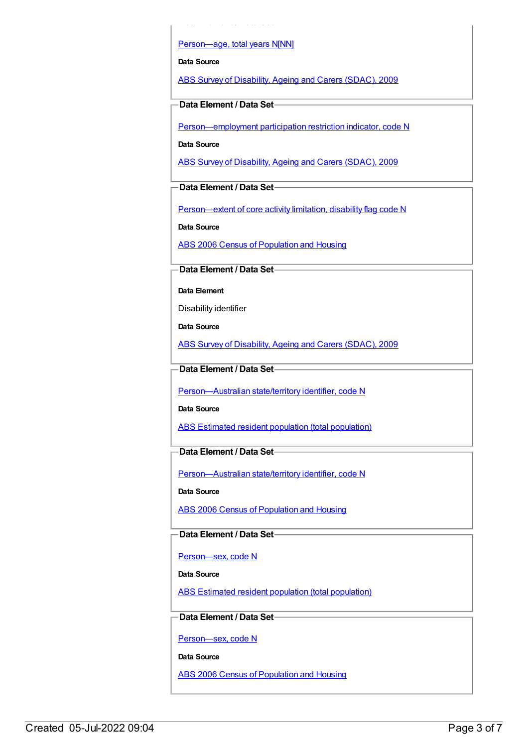Person—age, total years N[NN]

**Data Source**

ABS Survey of Disability, Ageing and Carers (SDAC), 2009

**Data Element / Data Set**

Person—employment participation restriction indicator, code N

**Data Source**

ABS Survey of Disability, Ageing and Carers (SDAC), 2009

**Data Element / Data Set**

Person—extent of core activity limitation, disability flag code N

**Data Source**

ABS 2006 Census of Population and Housing

**Data Element / Data Set**

**Data Element**

Disability identifier

**Data Source**

ABS Survey of Disability, Ageing and Carers (SDAC), 2009

**Data Element / Data Set**

Person—Australian state/territory identifier, code N

**Data Source**

ABS Estimated resident population (total population)

**Data Element / Data Set**

Person—Australian state/territory identifier, code N

**Data Source**

ABS 2006 Census of Population and Housing

**Data Element / Data Set**

Person—sex, code N

**Data Source**

ABS Estimated resident population (total population)

**Data Element / Data Set**

Person—sex, code N

**Data Source**

ABS 2006 Census of Population and Housing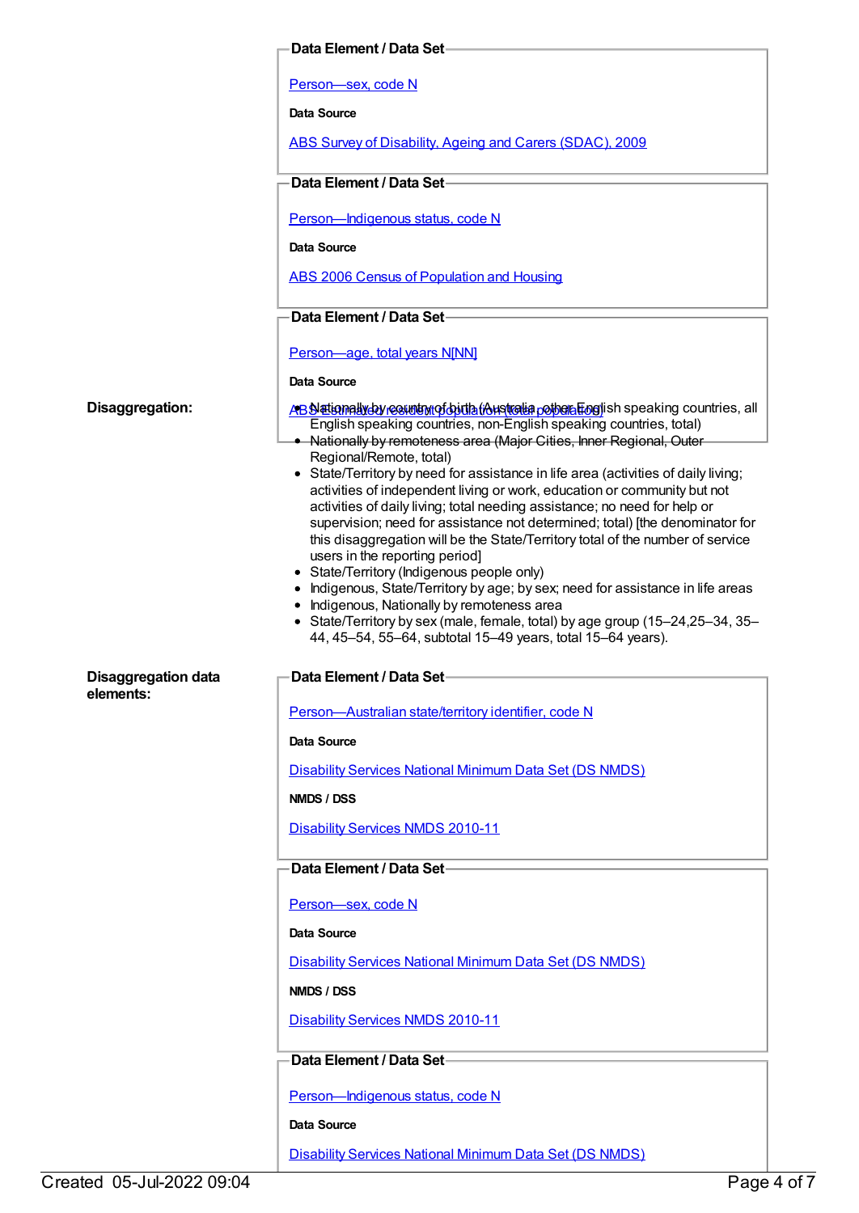**Data Element / Data Set**

Person—sex, code N

**Data Source**

ABS Survey of Disability, Ageing and Carers (SDAC), 2009

**Data Element / Data Set**

Person—Indigenous status, code N

**Data Source**

ABS 2006 Census of Population and Housing

**Data Element / Data Set**

Person—age, total years N[NN]

**Data Source**

ABS Estimated resident population (total population)

**Disaggregation:**

- Nationally by country of birth (Australia, other English speaking countries, all English speaking countries, non-English speaking countries, total)
- Nationally by remoteness area (Major Cities, Inner Regional, Outer Regional/Remote, total)
- State/Territory by need for assistance in life area (activities of daily living; activities of independent living or work, education or community but not activities of daily living; total needing assistance; no need for help or supervision; need for assistance not determined; total) [the denominator for this disaggregation will be the State/Territory total of the number of service users in the reporting period]
- State/Territory (Indigenous people only)
- Indigenous, State/Territory by age; by sex; need for assistance in life areas
- Indigenous, Nationally by remoteness area
- State/Territory by sex (male, female, total) by age group (15–24,25–34, 35–44, 45–54, 55–64, subtotal 15–49 years, total 15–64 years).

**Disaggregation data elements:**

**Data Element / Data Set**

Person—Australian state/territory identifier, code N

**Data Source**

Disability Services National Minimum Data Set (DS NMDS)

**NMDS / DSS**

Disability Services NMDS 2010-11

**Data Element / Data Set**

Person—sex, code N

**Data Source**

Disability Services National Minimum Data Set (DS NMDS)

**NMDS / DSS**

Disability Services NMDS 2010-11

**Data Element / Data Set**

Person—Indigenous status, code N

**Data Source**

Disability Services National Minimum Data Set (DS NMDS)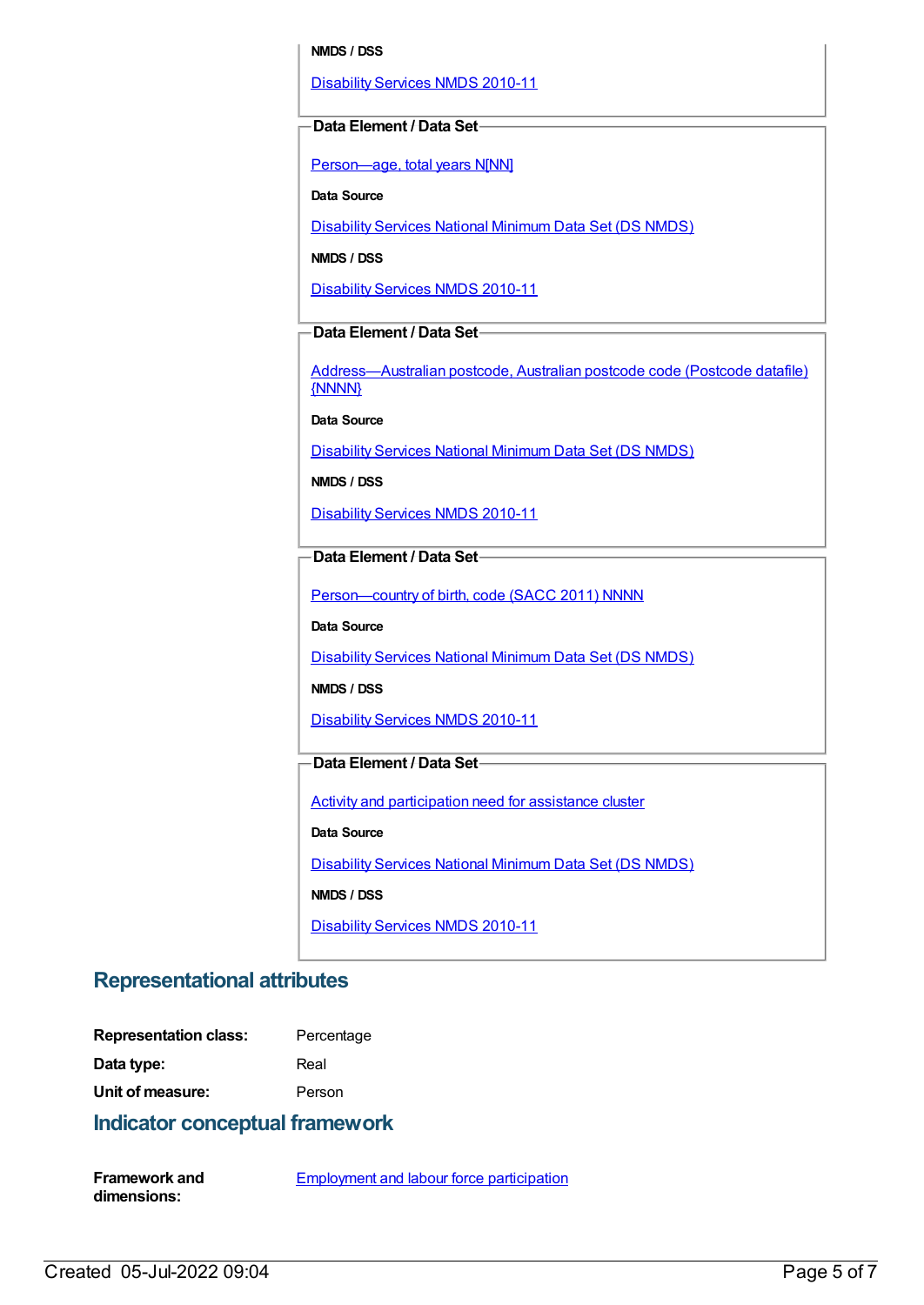**NMDS / DSS**

Disability Services NMDS 2010-11

**Data Element / Data Set**

Person—age, total years N[NN]

**Data Source**

Disability Services National Minimum Data Set (DS NMDS)

**NMDS / DSS**

Disability Services NMDS 2010-11

**Data Element / Data Set**

Address—Australian postcode, Australian postcode code (Postcode datafile) {NNNN}

**Data Source**

Disability Services National Minimum Data Set (DS NMDS)

**NMDS / DSS**

Disability Services NMDS 2010-11

**Data Element / Data Set**

Person—country of birth, code (SACC 2011) NNNN

**Data Source**

Disability Services National Minimum Data Set (DS NMDS)

**NMDS / DSS**

Disability Services NMDS 2010-11

**Data Element / Data Set**

Activity and participation need for assistance cluster

**Data Source**

Disability Services National Minimum Data Set (DS NMDS)

**NMDS / DSS**

Disability Services NMDS 2010-11

## Representational attributes

**Representation class:** Percentage

**Data type:** Real

**Unit of measure:** Person

## Indicator conceptual framework

**Framework and dimensions:** Employment and labour force participation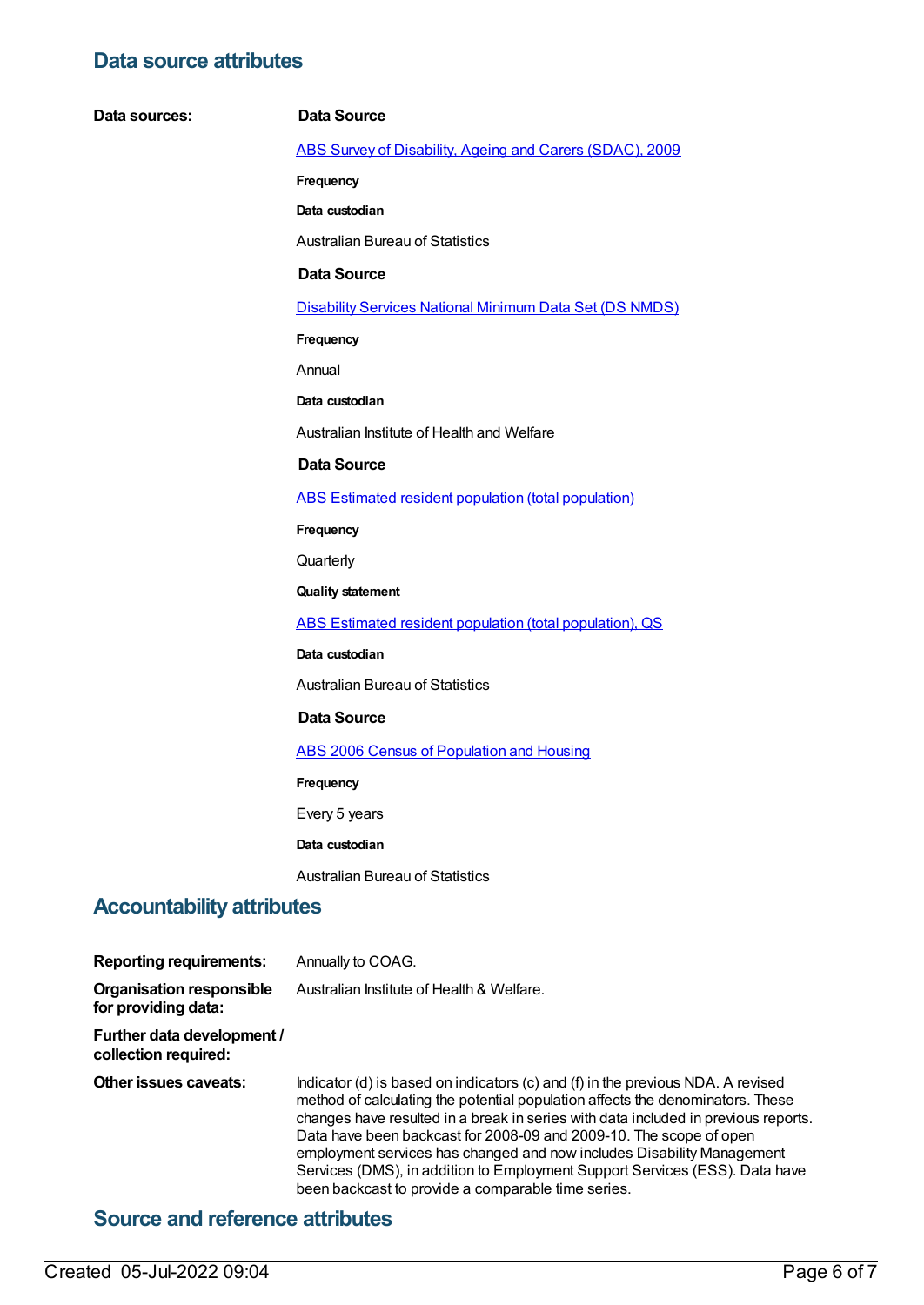## Data source attributes

**Data sources:**

**Data Source**

ABS Survey of Disability, Ageing and Carers (SDAC), 2009

**Frequency**

**Data custodian**

Australian Bureau of Statistics

**Data Source**

Disability Services National Minimum Data Set (DS NMDS)

**Frequency**

Annual

**Data custodian**

Australian Institute of Health and Welfare

**Data Source**

ABS Estimated resident population (total population)

**Frequency**

Quarterly

**Quality statement**

ABS Estimated resident population (total population), QS

**Data custodian**

Australian Bureau of Statistics

**Data Source**

ABS 2006 Census of Population and Housing

**Frequency**

Every 5 years

**Data custodian**

Australian Bureau of Statistics

## Accountability attributes

**Reporting requirements:** Annually to COAG.

**Organisation responsible for providing data:** Australian Institute of Health & Welfare.

**Further data development / collection required:**

**Other issues caveats:** Indicator (d) is based on indicators (c) and (f) in the previous NDA. A revised method of calculating the potential population affects the denominators. These changes have resulted in a break in series with data included in previous reports. Data have been backcast for 2008-09 and 2009-10. The scope of open employment services has changed and now includes Disability Management Services (DMS), in addition to Employment Support Services (ESS). Data have been backcast to provide a comparable time series.

## Source and reference attributes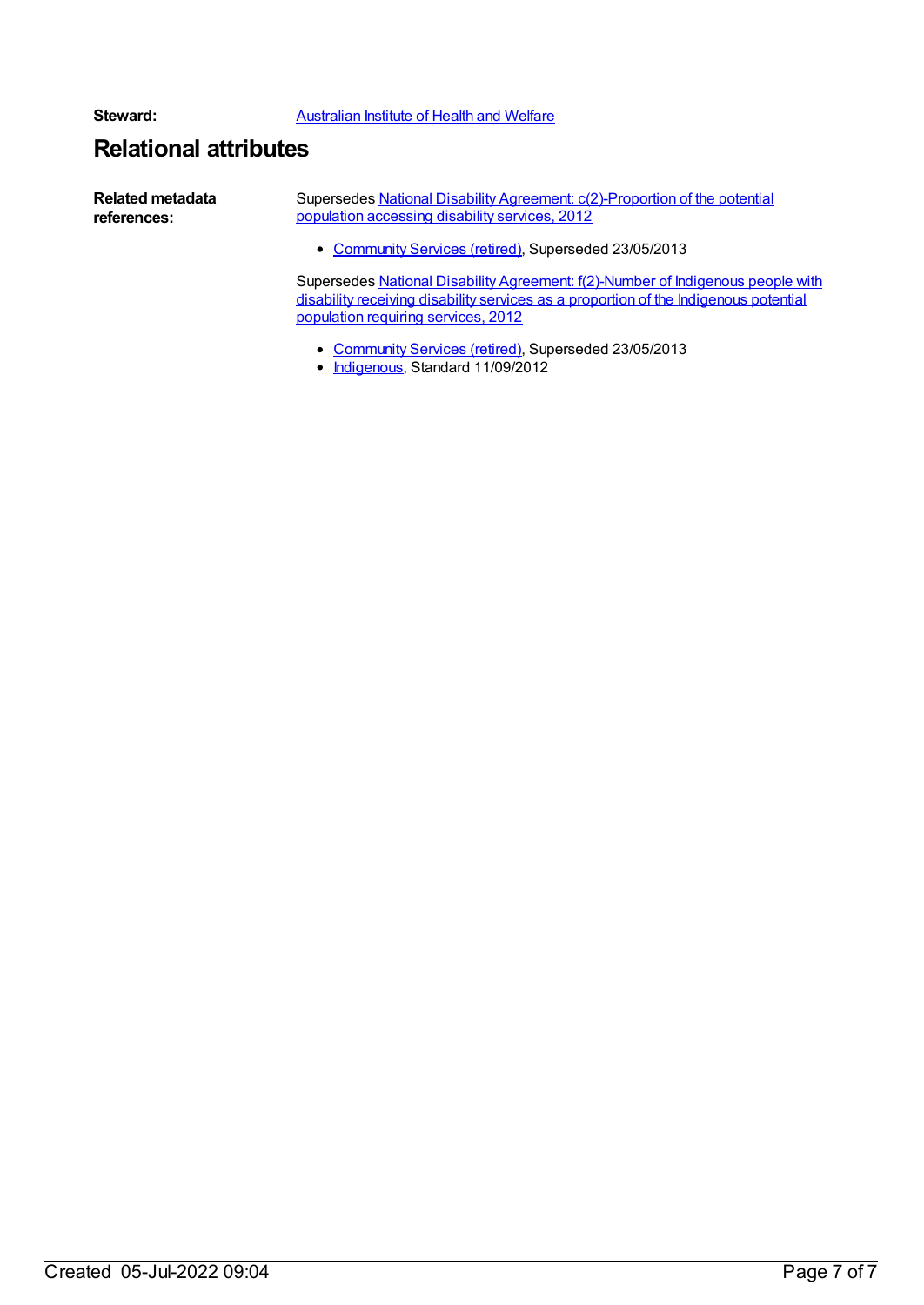**Steward:** Australian Institute of Health and Welfare

## Relational attributes

**Related metadata references:**

Supersedes National Disability Agreement: c(2)-Proportion of the potential population accessing disability services, 2012

- Community Services (retired), Superseded 23/05/2013

Supersedes National Disability Agreement: f(2)-Number of Indigenous people with disability receiving disability services as a proportion of the Indigenous potential population requiring services, 2012

- Community Services (retired), Superseded 23/05/2013
- Indigenous, Standard 11/09/2012